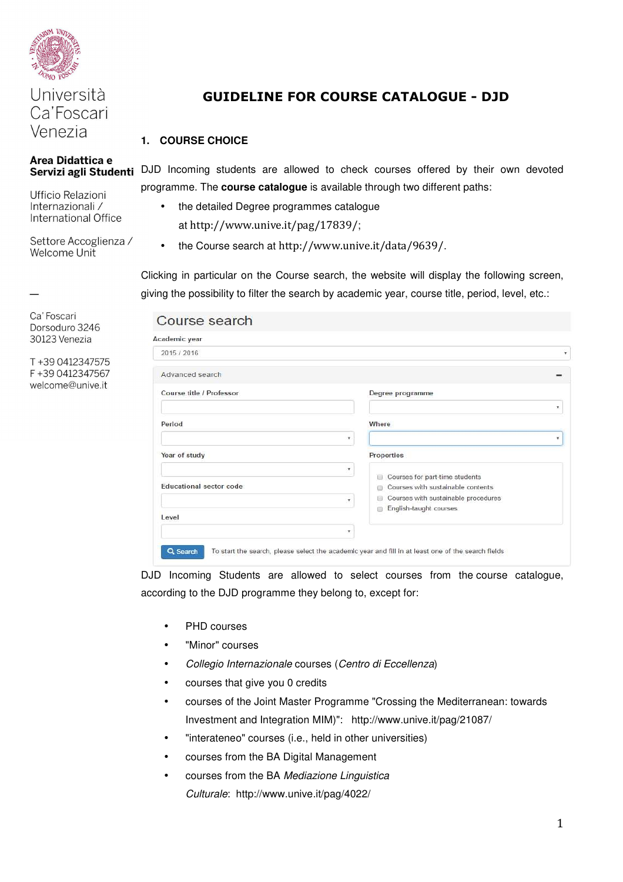Università Ca'Foscari Venezia

**Area Didattica e Servizi agli Studenti**

Ufficio Relazioni Internazionali / International Office

Settore Accoglienza / Welcome Unit

—

Ca' Foscari
Dorsoduro 3246
30123 Venezia

T +39 0412347575
F +39 0412347567
welcome@unive.it

# GUIDELINE FOR COURSE CATALOGUE - DJD

## 1. COURSE CHOICE

DJD Incoming students are allowed to check courses offered by their own devoted programme. The **course catalogue** is available through two different paths:

- the detailed Degree programmes catalogue at http://www.unive.it/pag/17839/;
- the Course search at http://www.unive.it/data/9639/.

Clicking in particular on the Course search, the website will display the following screen, giving the possibility to filter the search by academic year, course title, period, level, etc.:

Course search

Academic year: 2015 / 2016

Advanced search

- Course title / Professor
- Degree programme
- Period
- Where
- Year of study
- Properties
  - Courses for part-time students
  - Courses with sustainable contents
  - Courses with sustainable procedures
  - English-taught courses
- Educational sector code
- Level

Search — To start the search, please select the academic year and fill in at least one of the search fields

DJD Incoming Students are allowed to select courses from the course catalogue, according to the DJD programme they belong to, except for:

- PHD courses
- "Minor" courses
- *Collegio Internazionale* courses (*Centro di Eccellenza*)
- courses that give you 0 credits
- courses of the Joint Master Programme "Crossing the Mediterranean: towards Investment and Integration MIM)": http://www.unive.it/pag/21087/
- "interateneo" courses (i.e., held in other universities)
- courses from the BA Digital Management
- courses from the BA *Mediazione Linguistica Culturale*: http://www.unive.it/pag/4022/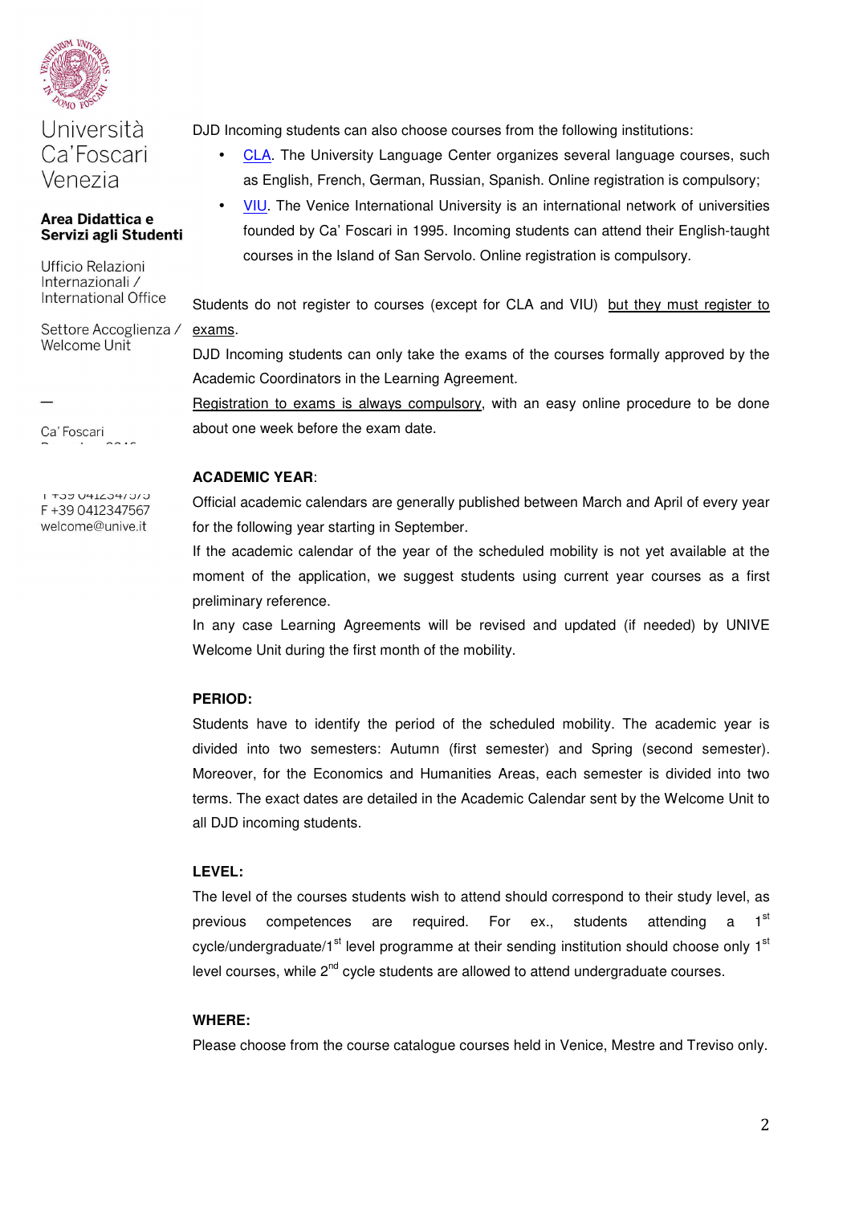DJD Incoming students can also choose courses from the following institutions:

- CLA. The University Language Center organizes several language courses, such as English, French, German, Russian, Spanish. Online registration is compulsory;
- VIU. The Venice International University is an international network of universities founded by Ca' Foscari in 1995. Incoming students can attend their English-taught courses in the Island of San Servolo. Online registration is compulsory.

Students do not register to courses (except for CLA and VIU) but they must register to exams.

DJD Incoming students can only take the exams of the courses formally approved by the Academic Coordinators in the Learning Agreement.

Registration to exams is always compulsory, with an easy online procedure to be done about one week before the exam date.

**ACADEMIC YEAR**:

Official academic calendars are generally published between March and April of every year for the following year starting in September.

If the academic calendar of the year of the scheduled mobility is not yet available at the moment of the application, we suggest students using current year courses as a first preliminary reference.

In any case Learning Agreements will be revised and updated (if needed) by UNIVE Welcome Unit during the first month of the mobility.

**PERIOD:**

Students have to identify the period of the scheduled mobility. The academic year is divided into two semesters: Autumn (first semester) and Spring (second semester). Moreover, for the Economics and Humanities Areas, each semester is divided into two terms. The exact dates are detailed in the Academic Calendar sent by the Welcome Unit to all DJD incoming students.

**LEVEL:**

The level of the courses students wish to attend should correspond to their study level, as previous competences are required. For ex., students attending a 1st cycle/undergraduate/1st level programme at their sending institution should choose only 1st level courses, while 2nd cycle students are allowed to attend undergraduate courses.

**WHERE:**

Please choose from the course catalogue courses held in Venice, Mestre and Treviso only.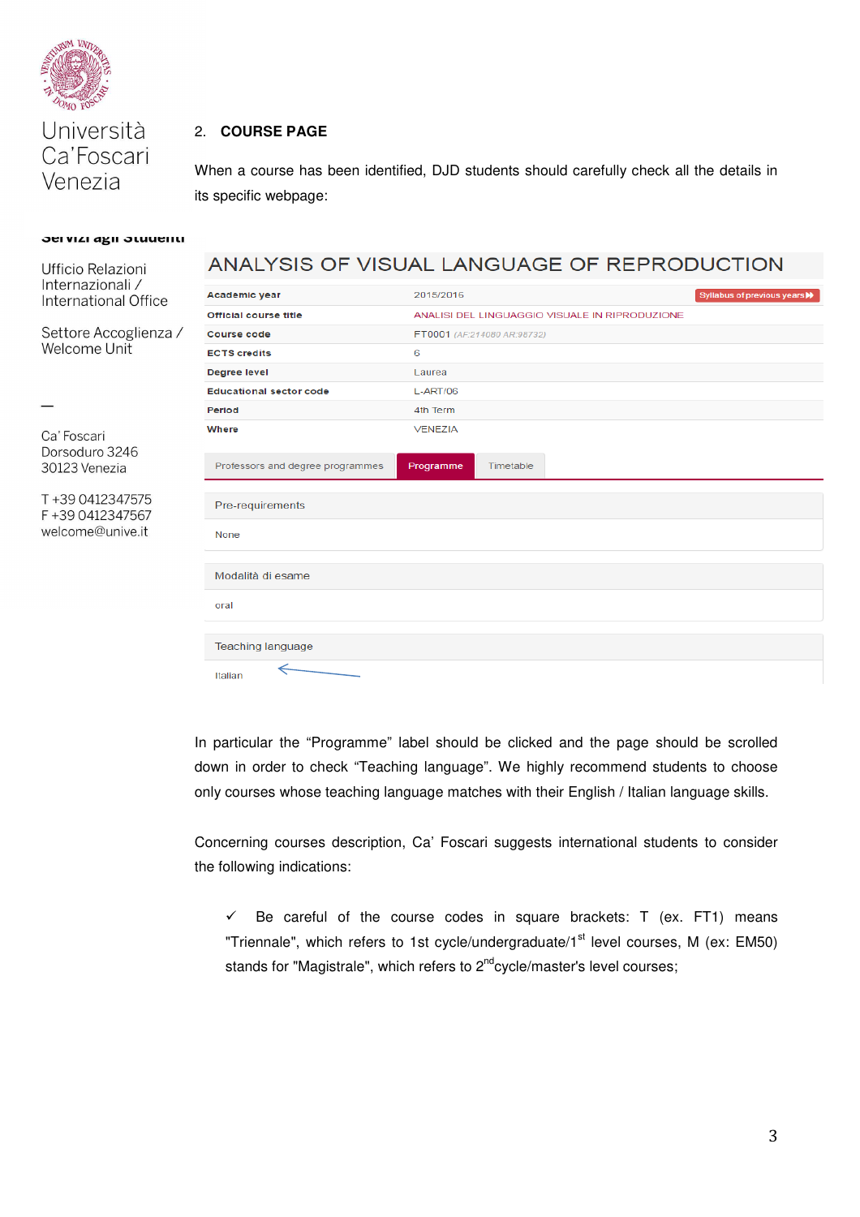Università Ca'Foscari Venezia

Servizi agli Studenti

Ufficio Relazioni Internazionali / International Office

Settore Accoglienza / Welcome Unit

Ca' Foscari
Dorsoduro 3246
30123 Venezia

T +39 0412347575
F +39 0412347567
welcome@unive.it

## 2. COURSE PAGE

When a course has been identified, DJD students should carefully check all the details in its specific webpage:

### ANALYSIS OF VISUAL LANGUAGE OF REPRODUCTION

| | | |
|---|---|---|
| Academic year | 2015/2016 | Syllabus of previous years |
| Official course title | ANALISI DEL LINGUAGGIO VISUALE IN RIPRODUZIONE | |
| Course code | FT0001 (AF:214080 AR:96732) | |
| ECTS credits | 6 | |
| Degree level | Laurea | |
| Educational sector code | L-ART/06 | |
| Period | 4th Term | |
| Where | VENEZIA | |

Professors and degree programmes | Programme | Timetable

**Pre-requirements**

None

**Modalità di esame**

oral

**Teaching language**

Italian

In particular the "Programme" label should be clicked and the page should be scrolled down in order to check "Teaching language". We highly recommend students to choose only courses whose teaching language matches with their English / Italian language skills.

Concerning courses description, Ca' Foscari suggests international students to consider the following indications:

- ✓ Be careful of the course codes in square brackets: T (ex. FT1) means "Triennale", which refers to 1st cycle/undergraduate/1st level courses, M (ex: EM50) stands for "Magistrale", which refers to 2nd cycle/master's level courses;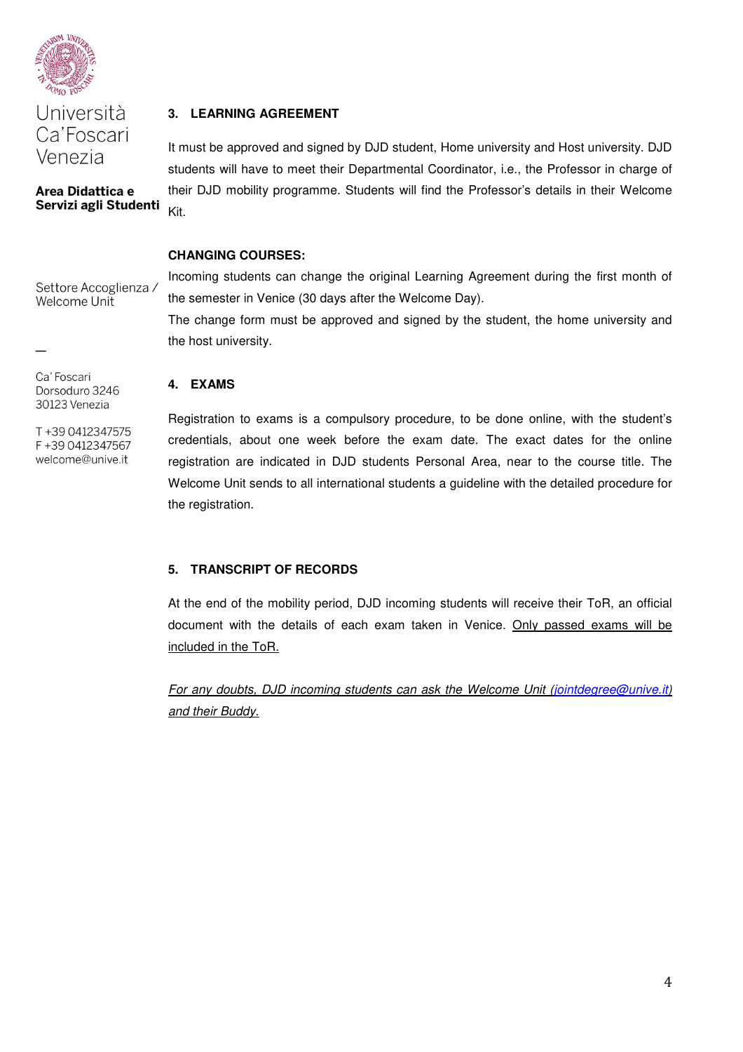Università Ca'Foscari Venezia

**Area Didattica e Servizi agli Studenti**

Settore Accoglienza / Welcome Unit

—

Ca' Foscari
Dorsoduro 3246
30123 Venezia

T +39 0412347575
F +39 0412347567
welcome@unive.it

## 3. LEARNING AGREEMENT

It must be approved and signed by DJD student, Home university and Host university. DJD students will have to meet their Departmental Coordinator, i.e., the Professor in charge of their DJD mobility programme. Students will find the Professor's details in their Welcome Kit.

**CHANGING COURSES:**

Incoming students can change the original Learning Agreement during the first month of the semester in Venice (30 days after the Welcome Day).

The change form must be approved and signed by the student, the home university and the host university.

## 4. EXAMS

Registration to exams is a compulsory procedure, to be done online, with the student's credentials, about one week before the exam date. The exact dates for the online registration are indicated in DJD students Personal Area, near to the course title. The Welcome Unit sends to all international students a guideline with the detailed procedure for the registration.

## 5. TRANSCRIPT OF RECORDS

At the end of the mobility period, DJD incoming students will receive their ToR, an official document with the details of each exam taken in Venice. Only passed exams will be included in the ToR.

*For any doubts, DJD incoming students can ask the Welcome Unit (jointdegree@unive.it) and their Buddy.*